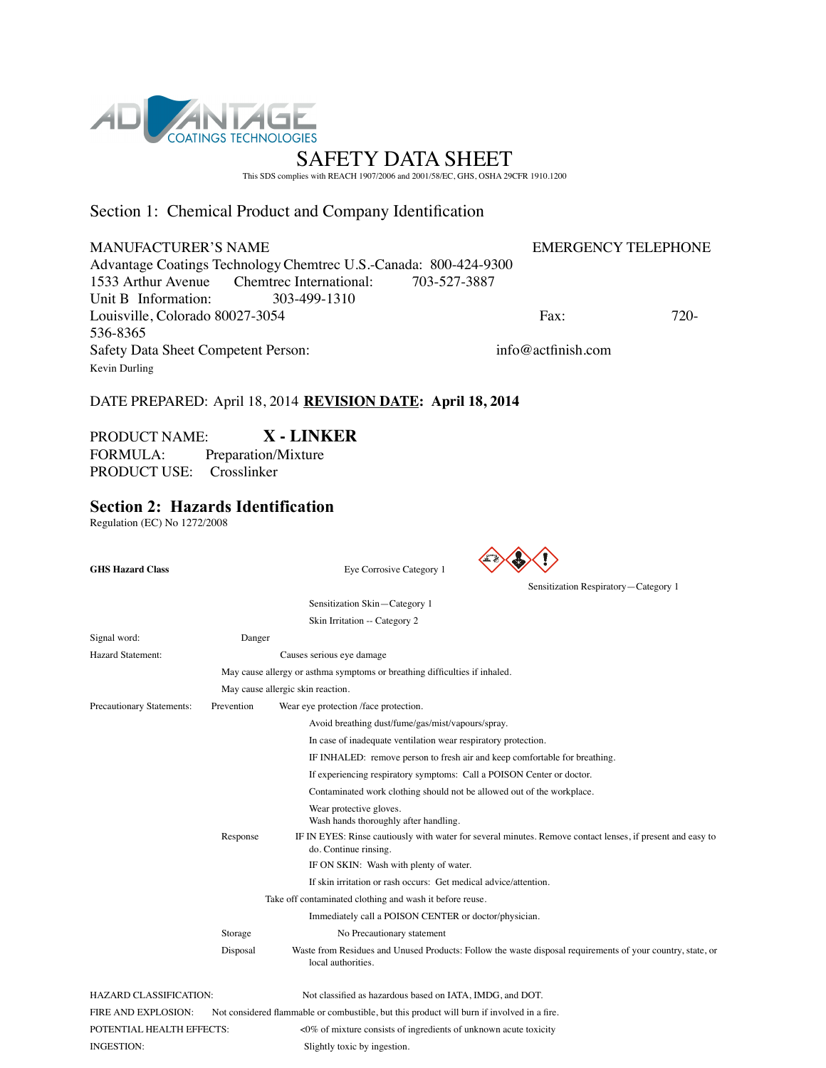ADVANTAGE COATINGS TECHNOLOGIES

# SAFETY DATA SHEET

This SDS complies with REACH 1907/2006 and 2001/58/EC, GHS, OSHA 29CFR 1910.1200

## Section 1: Chemical Product and Company Identification

MANUFACTURER'S NAME

Advantage Coatings Technology
1533 Arthur Avenue
Unit B
Louisville, Colorado 80027-3054

EMERGENCY TELEPHONE

Chemtrec U.S.-Canada: 800-424-9300
Chemtrec International: 703-527-3887
Information: 303-499-1310
Fax: 720-536-8365

Safety Data Sheet Competent Person: Kevin Durling

info@actfinish.com

DATE PREPARED: April 18, 2014 **REVISION DATE: April 18, 2014**

PRODUCT NAME: **X - LINKER**
FORMULA: Preparation/Mixture
PRODUCT USE: Crosslinker

## Section 2: Hazards Identification

Regulation (EC) No 1272/2008

**GHS Hazard Class**
- Eye Corrosive Category 1
- Sensitization Respiratory—Category 1
- Sensitization Skin—Category 1
- Skin Irritation -- Category 2

Signal word: Danger

Hazard Statement:
- Causes serious eye damage
- May cause allergy or asthma symptoms or breathing difficulties if inhaled.
- May cause allergic skin reaction.

Precautionary Statements:

Prevention
- Wear eye protection /face protection.
- Avoid breathing dust/fume/gas/mist/vapours/spray.
- In case of inadequate ventilation wear respiratory protection.
- IF INHALED: remove person to fresh air and keep comfortable for breathing.
- If experiencing respiratory symptoms: Call a POISON Center or doctor.
- Contaminated work clothing should not be allowed out of the workplace.
- Wear protective gloves.
- Wash hands thoroughly after handling.

Response
- IF IN EYES: Rinse cautiously with water for several minutes. Remove contact lenses, if present and easy to do. Continue rinsing.
- IF ON SKIN: Wash with plenty of water.
- If skin irritation or rash occurs: Get medical advice/attention.
- Take off contaminated clothing and wash it before reuse.
- Immediately call a POISON CENTER or doctor/physician.

Storage
- No Precautionary statement

Disposal
- Waste from Residues and Unused Products: Follow the waste disposal requirements of your country, state, or local authorities.

HAZARD CLASSIFICATION: Not classified as hazardous based on IATA, IMDG, and DOT.

FIRE AND EXPLOSION: Not considered flammable or combustible, but this product will burn if involved in a fire.

POTENTIAL HEALTH EFFECTS: <0% of mixture consists of ingredients of unknown acute toxicity

INGESTION: Slightly toxic by ingestion.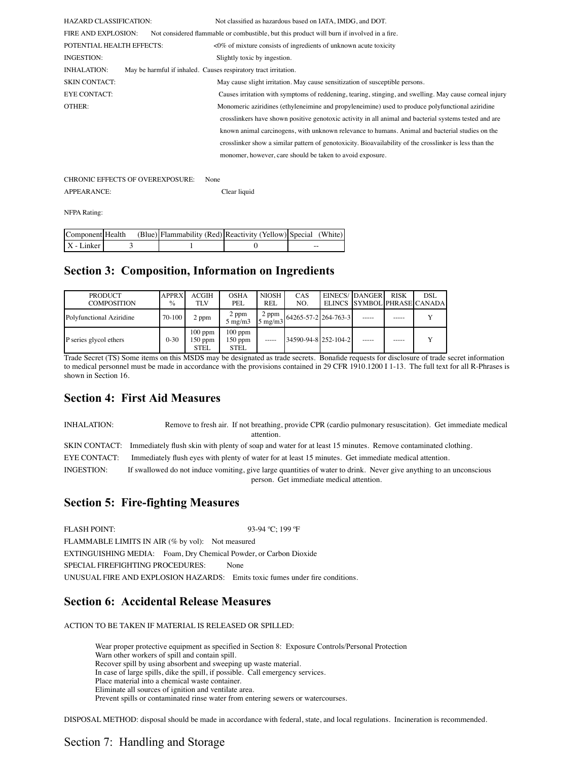HAZARD CLASSIFICATION: Not classified as hazardous based on IATA, IMDG, and DOT.

FIRE AND EXPLOSION: Not considered flammable or combustible, but this product will burn if involved in a fire.

POTENTIAL HEALTH EFFECTS: <0% of mixture consists of ingredients of unknown acute toxicity

INGESTION: Slightly toxic by ingestion.

INHALATION: May be harmful if inhaled. Causes respiratory tract irritation.

SKIN CONTACT: May cause slight irritation. May cause sensitization of susceptible persons.

EYE CONTACT: Causes irritation with symptoms of reddening, tearing, stinging, and swelling. May cause corneal injury

OTHER: Monomeric aziridines (ethyleneimine and propyleneimine) used to produce polyfunctional aziridine crosslinkers have shown positive genotoxic activity in all animal and bacterial systems tested and are known animal carcinogens, with unknown relevance to humans. Animal and bacterial studies on the crosslinker show a similar pattern of genotoxicity. Bioavailability of the crosslinker is less than the monomer, however, care should be taken to avoid exposure.

CHRONIC EFFECTS OF OVEREXPOSURE: None

APPEARANCE: Clear liquid

NFPA Rating:

| Component | Health (Blue) | Flammability (Red) | Reactivity (Yellow) | Special (White) |
|---|---|---|---|---|
| X - Linker | 3 | 1 | 0 | -- |

## Section 3: Composition, Information on Ingredients

| PRODUCT COMPOSITION | APPRX % | ACGIH TLV | OSHA PEL | NIOSH REL | CAS NO. | EINECS/ ELINCS | DANGER SYMBOL | RISK PHRASE | DSL CANADA |
|---|---|---|---|---|---|---|---|---|---|
| Polyfunctional Aziridine | 70-100 | 2 ppm | 2 ppm 5 mg/m3 | 2 ppm 5 mg/m3 | 64265-57-2 | 264-763-3 | ----- | ----- | Y |
| P series glycol ethers | 0-30 | 100 ppm 150 ppm STEL | 100 ppm 150 ppm STEL | ----- | 34590-94-8 | 252-104-2 | ----- | ----- | Y |

Trade Secret (TS) Some items on this MSDS may be designated as trade secrets. Bonafide requests for disclosure of trade secret information to medical personnel must be made in accordance with the provisions contained in 29 CFR 1910.1200 I 1-13. The full text for all R-Phrases is shown in Section 16.

## Section 4: First Aid Measures

INHALATION: Remove to fresh air. If not breathing, provide CPR (cardio pulmonary resuscitation). Get immediate medical attention.

SKIN CONTACT: Immediately flush skin with plenty of soap and water for at least 15 minutes. Remove contaminated clothing.

EYE CONTACT: Immediately flush eyes with plenty of water for at least 15 minutes. Get immediate medical attention.

INGESTION: If swallowed do not induce vomiting, give large quantities of water to drink. Never give anything to an unconscious person. Get immediate medical attention.

## Section 5: Fire-fighting Measures

FLASH POINT: 93-94 ºC; 199 ºF

FLAMMABLE LIMITS IN AIR (% by vol): Not measured

EXTINGUISHING MEDIA: Foam, Dry Chemical Powder, or Carbon Dioxide

SPECIAL FIREFIGHTING PROCEDURES: None

UNUSUAL FIRE AND EXPLOSION HAZARDS: Emits toxic fumes under fire conditions.

## Section 6: Accidental Release Measures

ACTION TO BE TAKEN IF MATERIAL IS RELEASED OR SPILLED:

Wear proper protective equipment as specified in Section 8: Exposure Controls/Personal Protection
Warn other workers of spill and contain spill.
Recover spill by using absorbent and sweeping up waste material.
In case of large spills, dike the spill, if possible. Call emergency services.
Place material into a chemical waste container.
Eliminate all sources of ignition and ventilate area.
Prevent spills or contaminated rinse water from entering sewers or watercourses.

DISPOSAL METHOD: disposal should be made in accordance with federal, state, and local regulations. Incineration is recommended.

## Section 7: Handling and Storage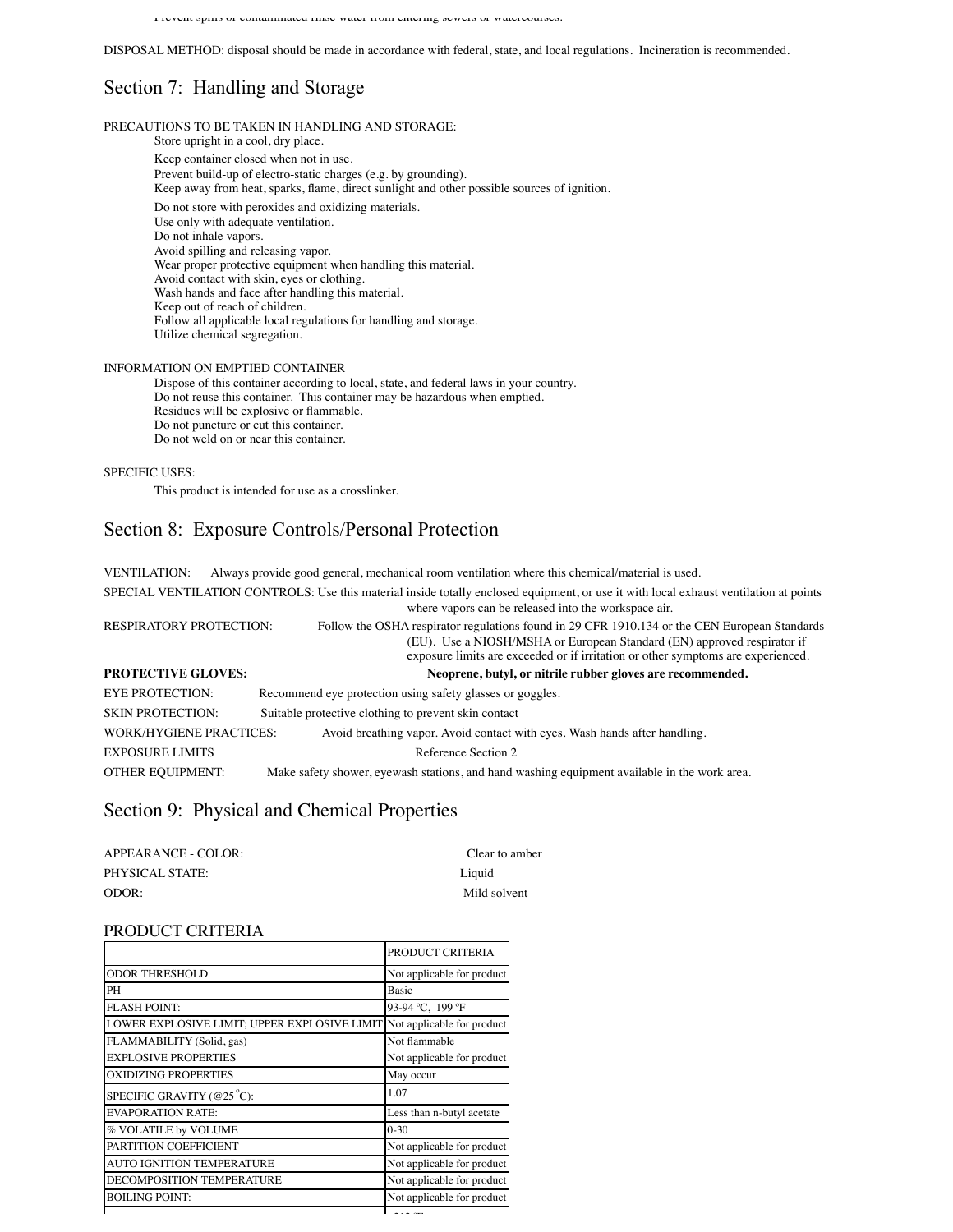Prevent spills of contaminated rinse water from entering sewers or watercourses.

DISPOSAL METHOD: disposal should be made in accordance with federal, state, and local regulations. Incineration is recommended.

## Section 7: Handling and Storage

PRECAUTIONS TO BE TAKEN IN HANDLING AND STORAGE:

Store upright in a cool, dry place.
Keep container closed when not in use.
Prevent build-up of electro-static charges (e.g. by grounding).
Keep away from heat, sparks, flame, direct sunlight and other possible sources of ignition.
Do not store with peroxides and oxidizing materials.
Use only with adequate ventilation.
Do not inhale vapors.
Avoid spilling and releasing vapor.
Wear proper protective equipment when handling this material.
Avoid contact with skin, eyes or clothing.
Wash hands and face after handling this material.
Keep out of reach of children.
Follow all applicable local regulations for handling and storage.
Utilize chemical segregation.

INFORMATION ON EMPTIED CONTAINER

Dispose of this container according to local, state, and federal laws in your country.
Do not reuse this container. This container may be hazardous when emptied.
Residues will be explosive or flammable.
Do not puncture or cut this container.
Do not weld on or near this container.

SPECIFIC USES:

This product is intended for use as a crosslinker.

## Section 8: Exposure Controls/Personal Protection

VENTILATION: Always provide good general, mechanical room ventilation where this chemical/material is used.

SPECIAL VENTILATION CONTROLS: Use this material inside totally enclosed equipment, or use it with local exhaust ventilation at points where vapors can be released into the workspace air.

RESPIRATORY PROTECTION: Follow the OSHA respirator regulations found in 29 CFR 1910.134 or the CEN European Standards (EU). Use a NIOSH/MSHA or European Standard (EN) approved respirator if exposure limits are exceeded or if irritation or other symptoms are experienced.

**PROTECTIVE GLOVES: Neoprene, butyl, or nitrile rubber gloves are recommended.**

EYE PROTECTION: Recommend eye protection using safety glasses or goggles.

SKIN PROTECTION: Suitable protective clothing to prevent skin contact

WORK/HYGIENE PRACTICES: Avoid breathing vapor. Avoid contact with eyes. Wash hands after handling.

EXPOSURE LIMITS Reference Section 2

OTHER EQUIPMENT: Make safety shower, eyewash stations, and hand washing equipment available in the work area.

## Section 9: Physical and Chemical Properties

APPEARANCE - COLOR: Clear to amber

PHYSICAL STATE: Liquid

ODOR: Mild solvent

### PRODUCT CRITERIA

| | PRODUCT CRITERIA |
|---|---|
| ODOR THRESHOLD | Not applicable for product |
| PH | Basic |
| FLASH POINT: | 93-94 ºC, 199 ºF |
| LOWER EXPLOSIVE LIMIT; UPPER EXPLOSIVE LIMIT | Not applicable for product |
| FLAMMABILITY (Solid, gas) | Not flammable |
| EXPLOSIVE PROPERTIES | Not applicable for product |
| OXIDIZING PROPERTIES | May occur |
| SPECIFIC GRAVITY (@25 °C): | 1.07 |
| EVAPORATION RATE: | Less than n-butyl acetate |
| % VOLATILE by VOLUME | 0-30 |
| PARTITION COEFFICIENT | Not applicable for product |
| AUTO IGNITION TEMPERATURE | Not applicable for product |
| DECOMPOSITION TEMPERATURE | Not applicable for product |
| BOILING POINT: | Not applicable for product |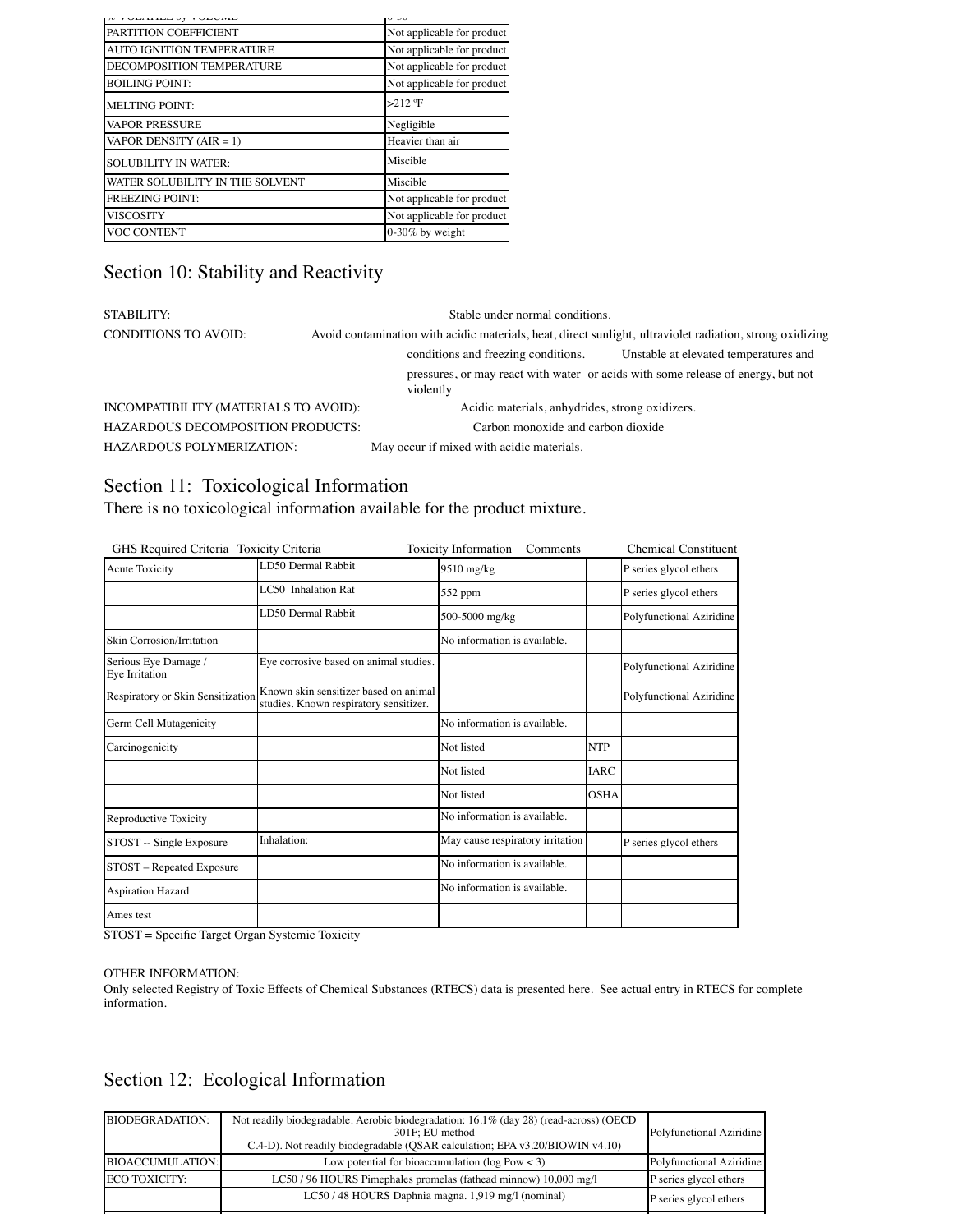| % VOLATILE by VOLUME | 0-30 |
| --- | --- |
| PARTITION COEFFICIENT | Not applicable for product |
| AUTO IGNITION TEMPERATURE | Not applicable for product |
| DECOMPOSITION TEMPERATURE | Not applicable for product |
| BOILING POINT: | Not applicable for product |
| MELTING POINT: | >212 °F |
| VAPOR PRESSURE | Negligible |
| VAPOR DENSITY (AIR = 1) | Heavier than air |
| SOLUBILITY IN WATER: | Miscible |
| WATER SOLUBILITY IN THE SOLVENT | Miscible |
| FREEZING POINT: | Not applicable for product |
| VISCOSITY | Not applicable for product |
| VOC CONTENT | 0-30% by weight |

## Section 10: Stability and Reactivity

STABILITY: Stable under normal conditions.

CONDITIONS TO AVOID: Avoid contamination with acidic materials, heat, direct sunlight, ultraviolet radiation, strong oxidizing conditions and freezing conditions. Unstable at elevated temperatures and pressures, or may react with water or acids with some release of energy, but not violently

INCOMPATIBILITY (MATERIALS TO AVOID): Acidic materials, anhydrides, strong oxidizers.

HAZARDOUS DECOMPOSITION PRODUCTS: Carbon monoxide and carbon dioxide

HAZARDOUS POLYMERIZATION: May occur if mixed with acidic materials.

## Section 11: Toxicological Information

There is no toxicological information available for the product mixture.

| GHS Required Criteria | Toxicity Criteria | Toxicity Information | Comments | Chemical Constituent |
| --- | --- | --- | --- | --- |
| Acute Toxicity | LD50 Dermal Rabbit | 9510 mg/kg | | P series glycol ethers |
| | LC50 Inhalation Rat | 552 ppm | | P series glycol ethers |
| | LD50 Dermal Rabbit | 500-5000 mg/kg | | Polyfunctional Aziridine |
| Skin Corrosion/Irritation | | No information is available. | | |
| Serious Eye Damage / Eye Irritation | Eye corrosive based on animal studies. | | | Polyfunctional Aziridine |
| Respiratory or Skin Sensitization | Known skin sensitizer based on animal studies. Known respiratory sensitizer. | | | Polyfunctional Aziridine |
| Germ Cell Mutagenicity | | No information is available. | | |
| Carcinogenicity | | Not listed | NTP | |
| | | Not listed | IARC | |
| | | Not listed | OSHA | |
| Reproductive Toxicity | | No information is available. | | |
| STOST -- Single Exposure | Inhalation: | May cause respiratory irritation | | P series glycol ethers |
| STOST – Repeated Exposure | | No information is available. | | |
| Aspiration Hazard | | No information is available. | | |
| Ames test | | | | |

STOST = Specific Target Organ Systemic Toxicity

OTHER INFORMATION:
Only selected Registry of Toxic Effects of Chemical Substances (RTECS) data is presented here. See actual entry in RTECS for complete information.

## Section 12: Ecological Information

| BIODEGRADATION: | Not readily biodegradable. Aerobic biodegradation: 16.1% (day 28) (read-across) (OECD 301F; EU method C.4-D). Not readily biodegradable (QSAR calculation; EPA v3.20/BIOWIN v4.10) | Polyfunctional Aziridine |
| --- | --- | --- |
| BIOACCUMULATION: | Low potential for bioaccumulation (log Pow < 3) | Polyfunctional Aziridine |
| ECO TOXICITY: | LC50 / 96 HOURS Pimephales promelas (fathead minnow) 10,000 mg/l | P series glycol ethers |
| | LC50 / 48 HOURS Daphnia magna. 1,919 mg/l (nominal) | P series glycol ethers |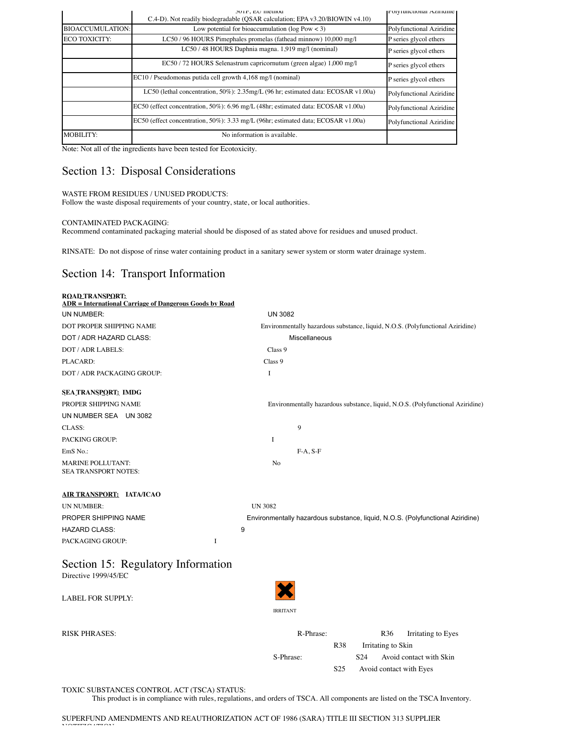| | 301F, EU method C.4-D). Not readily biodegradable (QSAR calculation; EPA v3.20/BIOWIN v4.10) | Polyfunctional Aziridine |
|---|---|---|
| BIOACCUMULATION: | Low potential for bioaccumulation (log Pow < 3) | Polyfunctional Aziridine |
| ECO TOXICITY: | LC50 / 96 HOURS Pimephales promelas (fathead minnow) 10,000 mg/l | P series glycol ethers |
| | LC50 / 48 HOURS Daphnia magna. 1,919 mg/l (nominal) | P series glycol ethers |
| | EC50 / 72 HOURS Selenastrum capricornutum (green algae) 1,000 mg/l | P series glycol ethers |
| | EC10 / Pseudomonas putida cell growth 4,168 mg/l (nominal) | P series glycol ethers |
| | LC50 (lethal concentration, 50%): 2.35mg/L (96 hr; estimated data: ECOSAR v1.00a) | Polyfunctional Aziridine |
| | EC50 (effect concentration, 50%): 6.96 mg/L (48hr; estimated data: ECOSAR v1.00a) | Polyfunctional Aziridine |
| | EC50 (effect concentration, 50%): 3.33 mg/L (96hr; estimated data; ECOSAR v1.00a) | Polyfunctional Aziridine |
| MOBILITY: | No information is available. | |

Note: Not all of the ingredients have been tested for Ecotoxicity.

## Section 13: Disposal Considerations

WASTE FROM RESIDUES / UNUSED PRODUCTS:
Follow the waste disposal requirements of your country, state, or local authorities.

CONTAMINATED PACKAGING:
Recommend contaminated packaging material should be disposed of as stated above for residues and unused product.

RINSATE: Do not dispose of rinse water containing product in a sanitary sewer system or storm water drainage system.

## Section 14: Transport Information

**ROAD TRANSPORT:**
**ADR = International Carriage of Dangerous Goods by Road**

| | |
|---|---|
| UN NUMBER: | UN 3082 |
| DOT PROPER SHIPPING NAME | Environmentally hazardous substance, liquid, N.O.S. (Polyfunctional Aziridine) |
| DOT / ADR HAZARD CLASS: | Miscellaneous |
| DOT / ADR LABELS: | Class 9 |
| PLACARD: | Class 9 |
| DOT / ADR PACKAGING GROUP: | I |

**SEA TRANSPORT: IMDG**

| | |
|---|---|
| PROPER SHIPPING NAME | Environmentally hazardous substance, liquid, N.O.S. (Polyfunctional Aziridine) |
| UN NUMBER SEA UN 3082 | |
| CLASS: | 9 |
| PACKING GROUP: | I |
| EmS No.: | F-A, S-F |
| MARINE POLLUTANT: | No |
| SEA TRANSPORT NOTES: | |

**AIR TRANSPORT: IATA/ICAO**

| | |
|---|---|
| UN NUMBER: | UN 3082 |
| PROPER SHIPPING NAME | Environmentally hazardous substance, liquid, N.O.S. (Polyfunctional Aziridine) |
| HAZARD CLASS: | 9 |
| PACKAGING GROUP: | I |

## Section 15: Regulatory Information

Directive 1999/45/EC

LABEL FOR SUPPLY: IRRITANT

RISK PHRASES:

R-Phrase:
- R36 Irritating to Eyes
- R38 Irritating to Skin

S-Phrase:
- S24 Avoid contact with Skin
- S25 Avoid contact with Eyes

TOXIC SUBSTANCES CONTROL ACT (TSCA) STATUS:
This product is in compliance with rules, regulations, and orders of TSCA. All components are listed on the TSCA Inventory.

SUPERFUND AMENDMENTS AND REAUTHORIZATION ACT OF 1986 (SARA) TITLE III SECTION 313 SUPPLIER NOTIFICATION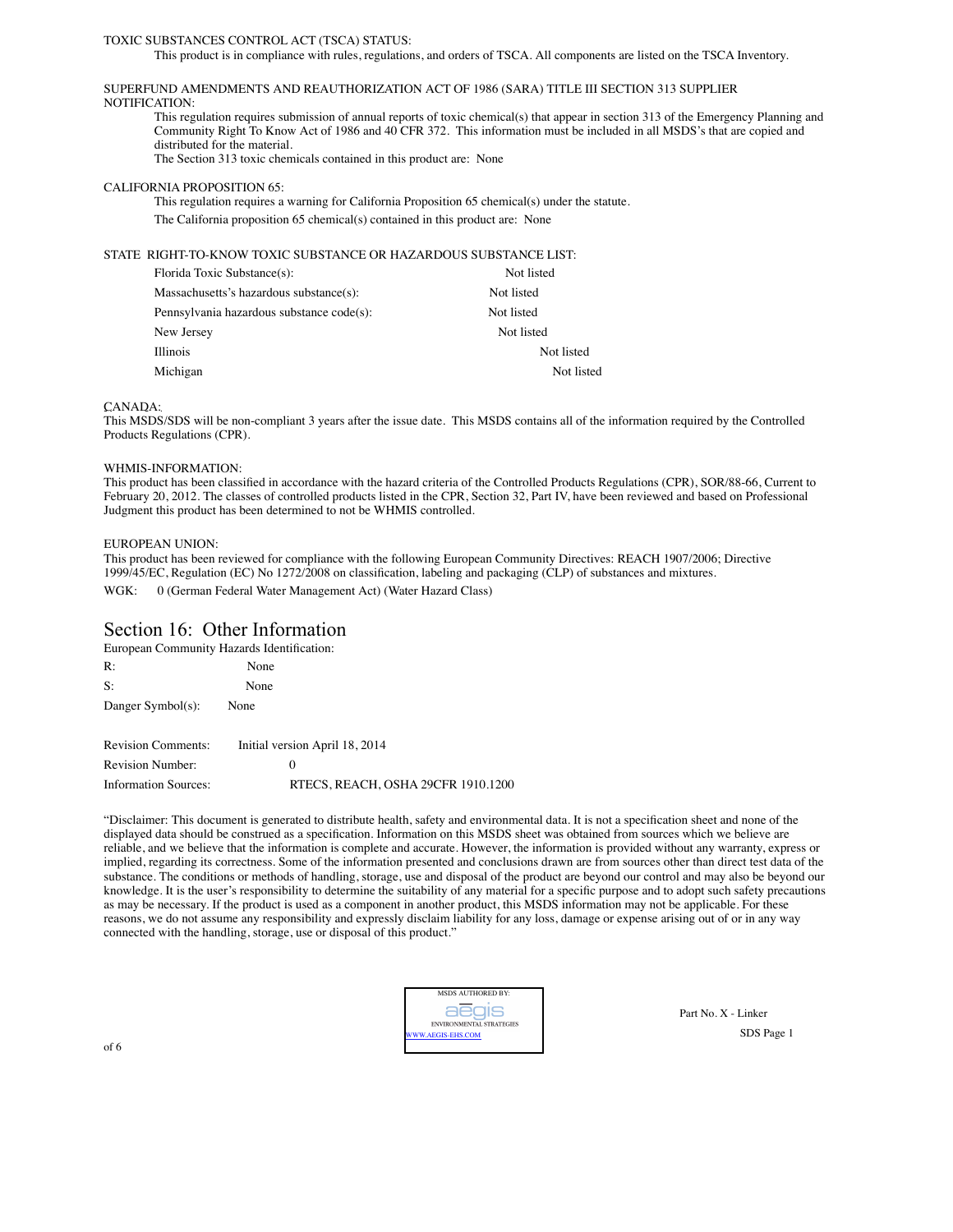TOXIC SUBSTANCES CONTROL ACT (TSCA) STATUS:

This product is in compliance with rules, regulations, and orders of TSCA. All components are listed on the TSCA Inventory.

SUPERFUND AMENDMENTS AND REAUTHORIZATION ACT OF 1986 (SARA) TITLE III SECTION 313 SUPPLIER NOTIFICATION:

This regulation requires submission of annual reports of toxic chemical(s) that appear in section 313 of the Emergency Planning and Community Right To Know Act of 1986 and 40 CFR 372. This information must be included in all MSDS's that are copied and distributed for the material.

The Section 313 toxic chemicals contained in this product are: None

CALIFORNIA PROPOSITION 65:

This regulation requires a warning for California Proposition 65 chemical(s) under the statute.

The California proposition 65 chemical(s) contained in this product are: None

STATE RIGHT-TO-KNOW TOXIC SUBSTANCE OR HAZARDOUS SUBSTANCE LIST:

| | |
|---|---|
| Florida Toxic Substance(s): | Not listed |
| Massachusetts's hazardous substance(s): | Not listed |
| Pennsylvania hazardous substance code(s): | Not listed |
| New Jersey | Not listed |
| Illinois | Not listed |
| Michigan | Not listed |

CANADA:

This MSDS/SDS will be non-compliant 3 years after the issue date. This MSDS contains all of the information required by the Controlled Products Regulations (CPR).

WHMIS-INFORMATION:

This product has been classified in accordance with the hazard criteria of the Controlled Products Regulations (CPR), SOR/88-66, Current to February 20, 2012. The classes of controlled products listed in the CPR, Section 32, Part IV, have been reviewed and based on Professional Judgment this product has been determined to not be WHMIS controlled.

EUROPEAN UNION:

This product has been reviewed for compliance with the following European Community Directives: REACH 1907/2006; Directive 1999/45/EC, Regulation (EC) No 1272/2008 on classification, labeling and packaging (CLP) of substances and mixtures.

WGK: 0 (German Federal Water Management Act) (Water Hazard Class)

## Section 16: Other Information

European Community Hazards Identification:

| | |
|---|---|
| R: | None |
| S: | None |
| Danger Symbol(s): | None |

| | |
|---|---|
| Revision Comments: | Initial version April 18, 2014 |
| Revision Number: | 0 |
| Information Sources: | RTECS, REACH, OSHA 29CFR 1910.1200 |

"Disclaimer: This document is generated to distribute health, safety and environmental data. It is not a specification sheet and none of the displayed data should be construed as a specification. Information on this MSDS sheet was obtained from sources which we believe are reliable, and we believe that the information is complete and accurate. However, the information is provided without any warranty, express or implied, regarding its correctness. Some of the information presented and conclusions drawn are from sources other than direct test data of the substance. The conditions or methods of handling, storage, use and disposal of the product are beyond our control and may also be beyond our knowledge. It is the user's responsibility to determine the suitability of any material for a specific purpose and to adopt such safety precautions as may be necessary. If the product is used as a component in another product, this MSDS information may not be applicable. For these reasons, we do not assume any responsibility and expressly disclaim liability for any loss, damage or expense arising out of or in any way connected with the handling, storage, use or disposal of this product."

MSDS AUTHORED BY: aegis ENVIRONMENTAL STRATEGIES WWW.AEGIS-EHS.COM

Part No. X - Linker